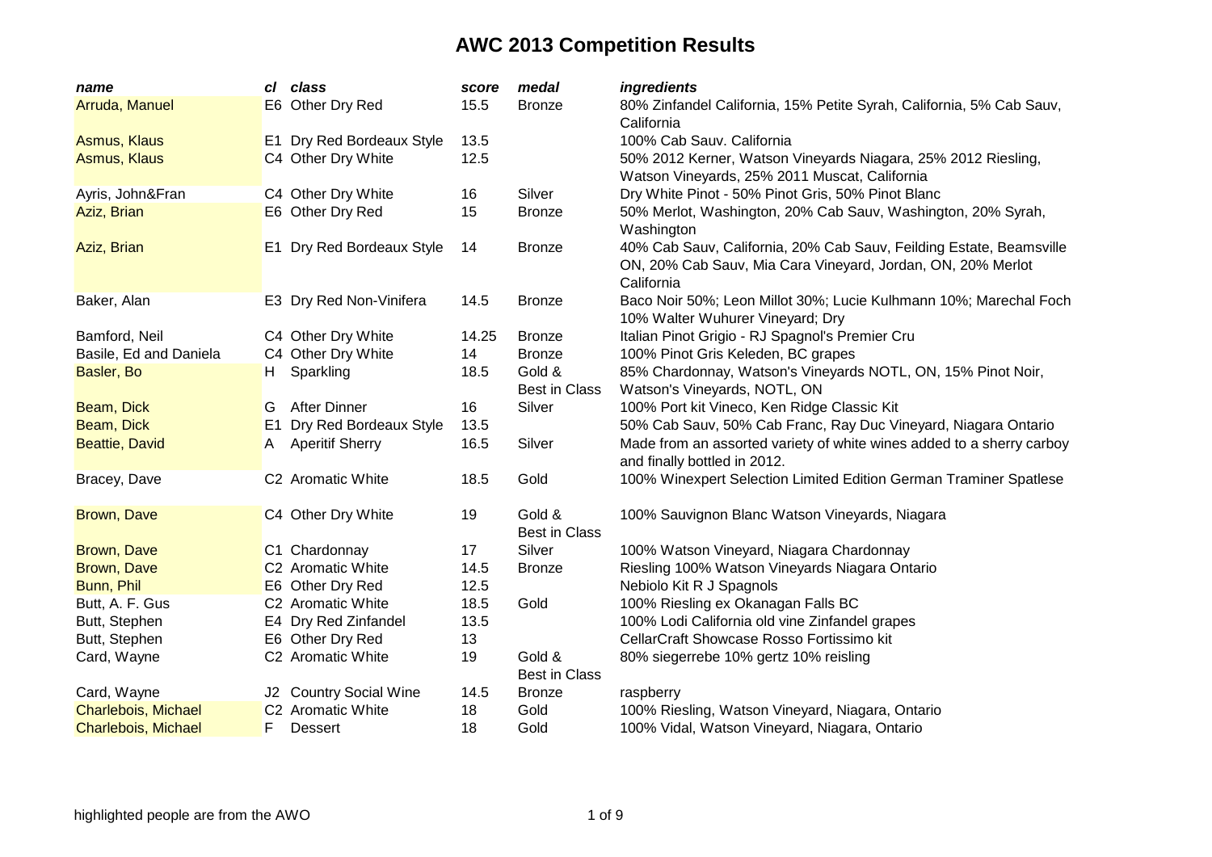# AWC 2013 Competition Results

| *name* | *cl* | *class* | *score* | *medal* | *ingredients* |
|---|---|---|---|---|---|
| Arruda, Manuel | E6 | Other Dry Red | 15.5 | Bronze | 80% Zinfandel California, 15% Petite Syrah, California, 5% Cab Sauv, California |
| Asmus, Klaus | E1 | Dry Red Bordeaux Style | 13.5 | | 100% Cab Sauv. California |
| Asmus, Klaus | C4 | Other Dry White | 12.5 | | 50% 2012 Kerner, Watson Vineyards Niagara, 25% 2012 Riesling, Watson Vineyards, 25% 2011 Muscat, California |
| Ayris, John&Fran | C4 | Other Dry White | 16 | Silver | Dry White Pinot - 50% Pinot Gris, 50% Pinot Blanc |
| Aziz, Brian | E6 | Other Dry Red | 15 | Bronze | 50% Merlot, Washington, 20% Cab Sauv, Washington, 20% Syrah, Washington |
| Aziz, Brian | E1 | Dry Red Bordeaux Style | 14 | Bronze | 40% Cab Sauv, California, 20% Cab Sauv, Feilding Estate, Beamsville ON, 20% Cab Sauv, Mia Cara Vineyard, Jordan, ON, 20% Merlot California |
| Baker, Alan | E3 | Dry Red Non-Vinifera | 14.5 | Bronze | Baco Noir 50%; Leon Millot 30%; Lucie Kulhmann 10%; Marechal Foch 10% Walter Wuhurer Vineyard; Dry |
| Bamford, Neil | C4 | Other Dry White | 14.25 | Bronze | Italian Pinot Grigio - RJ Spagnol's Premier Cru |
| Basile, Ed and Daniela | C4 | Other Dry White | 14 | Bronze | 100% Pinot Gris Keleden, BC grapes |
| Basler, Bo | H | Sparkling | 18.5 | Gold & Best in Class | 85% Chardonnay, Watson's Vineyards NOTL, ON, 15% Pinot Noir, Watson's Vineyards, NOTL, ON |
| Beam, Dick | G | After Dinner | 16 | Silver | 100% Port kit Vineco, Ken Ridge Classic Kit |
| Beam, Dick | E1 | Dry Red Bordeaux Style | 13.5 | | 50% Cab Sauv, 50% Cab Franc, Ray Duc Vineyard, Niagara Ontario |
| Beattie, David | A | Aperitif Sherry | 16.5 | Silver | Made from an assorted variety of white wines added to a sherry carboy and finally bottled in 2012. |
| Bracey, Dave | C2 | Aromatic White | 18.5 | Gold | 100% Winexpert Selection Limited Edition German Traminer Spatlese |
| Brown, Dave | C4 | Other Dry White | 19 | Gold & Best in Class | 100% Sauvignon Blanc Watson Vineyards, Niagara |
| Brown, Dave | C1 | Chardonnay | 17 | Silver | 100% Watson Vineyard, Niagara Chardonnay |
| Brown, Dave | C2 | Aromatic White | 14.5 | Bronze | Riesling 100% Watson Vineyards Niagara Ontario |
| Bunn, Phil | E6 | Other Dry Red | 12.5 | | Nebiolo Kit R J Spagnols |
| Butt, A. F. Gus | C2 | Aromatic White | 18.5 | Gold | 100% Riesling ex Okanagan Falls BC |
| Butt, Stephen | E4 | Dry Red Zinfandel | 13.5 | | 100% Lodi California old vine Zinfandel grapes |
| Butt, Stephen | E6 | Other Dry Red | 13 | | CellarCraft Showcase Rosso Fortissimo kit |
| Card, Wayne | C2 | Aromatic White | 19 | Gold & Best in Class | 80% siegerrebe 10% gertz 10% reisling |
| Card, Wayne | J2 | Country Social Wine | 14.5 | Bronze | raspberry |
| Charlebois, Michael | C2 | Aromatic White | 18 | Gold | 100% Riesling, Watson Vineyard, Niagara, Ontario |
| Charlebois, Michael | F | Dessert | 18 | Gold | 100% Vidal, Watson Vineyard, Niagara, Ontario |

highlighted people are from the AWO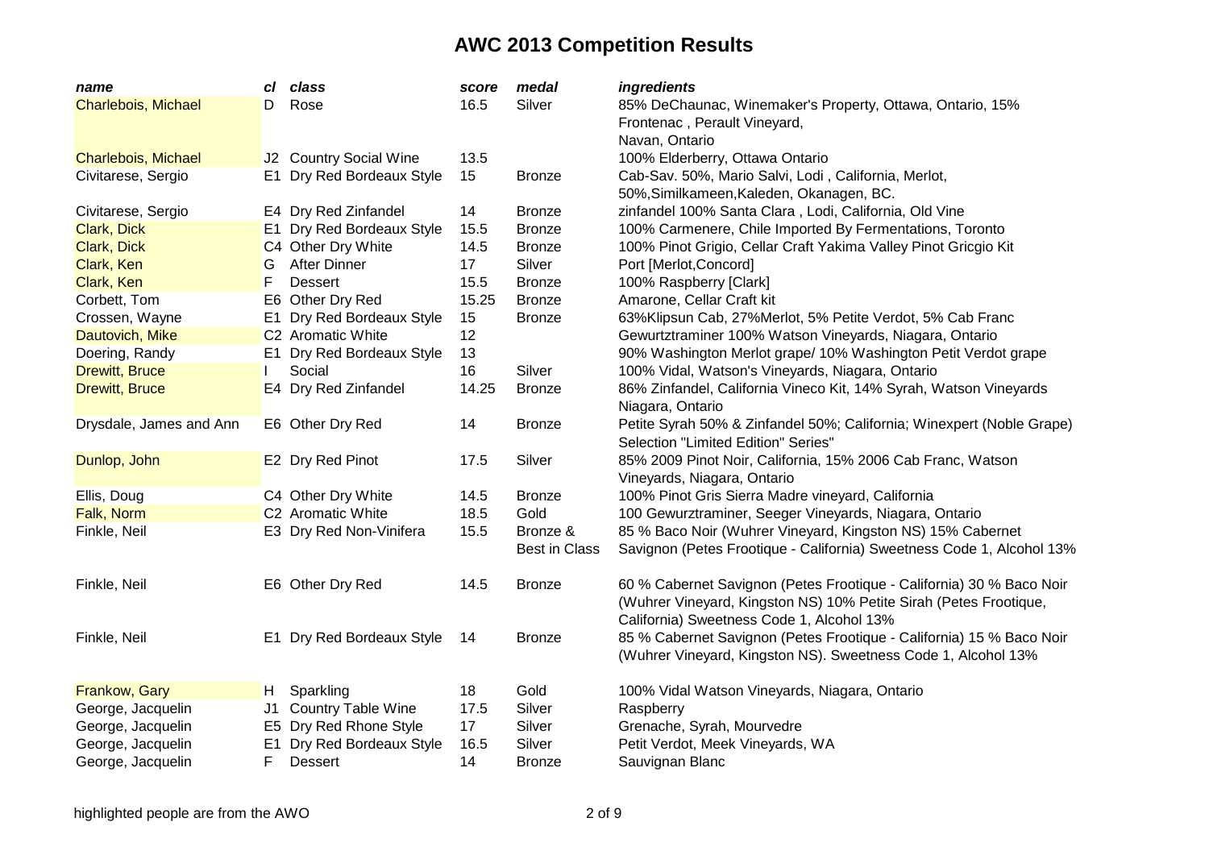# AWC 2013 Competition Results

| *name* | *cl* | *class* | *score* | *medal* | *ingredients* |
|---|---|---|---|---|---|
| Charlebois, Michael | D | Rose | 16.5 | Silver | 85% DeChaunac, Winemaker's Property, Ottawa, Ontario, 15% Frontenac , Perault Vineyard, Navan, Ontario |
| Charlebois, Michael | J2 | Country Social Wine | 13.5 | | 100% Elderberry, Ottawa Ontario |
| Civitarese, Sergio | E1 | Dry Red Bordeaux Style | 15 | Bronze | Cab-Sav. 50%, Mario Salvi, Lodi , California, Merlot, 50%,Similkameen,Kaleden, Okanagen, BC. |
| Civitarese, Sergio | E4 | Dry Red Zinfandel | 14 | Bronze | zinfandel 100% Santa Clara , Lodi, California, Old Vine |
| Clark, Dick | E1 | Dry Red Bordeaux Style | 15.5 | Bronze | 100% Carmenere, Chile Imported By Fermentations, Toronto |
| Clark, Dick | C4 | Other Dry White | 14.5 | Bronze | 100% Pinot Grigio, Cellar Craft Yakima Valley Pinot Gricgio Kit |
| Clark, Ken | G | After Dinner | 17 | Silver | Port [Merlot,Concord] |
| Clark, Ken | F | Dessert | 15.5 | Bronze | 100% Raspberry [Clark] |
| Corbett, Tom | E6 | Other Dry Red | 15.25 | Bronze | Amarone, Cellar Craft kit |
| Crossen, Wayne | E1 | Dry Red Bordeaux Style | 15 | Bronze | 63%Klipsun Cab, 27%Merlot, 5% Petite Verdot, 5% Cab Franc |
| Dautovich, Mike | C2 | Aromatic White | 12 | | Gewurztraminer 100% Watson Vineyards, Niagara, Ontario |
| Doering, Randy | E1 | Dry Red Bordeaux Style | 13 | | 90% Washington Merlot grape/ 10% Washington Petit Verdot grape |
| Drewitt, Bruce | I | Social | 16 | Silver | 100% Vidal, Watson's Vineyards, Niagara, Ontario |
| Drewitt, Bruce | E4 | Dry Red Zinfandel | 14.25 | Bronze | 86% Zinfandel, California Vineco Kit, 14% Syrah, Watson Vineyards Niagara, Ontario |
| Drysdale, James and Ann | E6 | Other Dry Red | 14 | Bronze | Petite Syrah 50% & Zinfandel 50%; California; Winexpert (Noble Grape) Selection "Limited Edition" Series" |
| Dunlop, John | E2 | Dry Red Pinot | 17.5 | Silver | 85% 2009 Pinot Noir, California, 15% 2006 Cab Franc, Watson Vineyards, Niagara, Ontario |
| Ellis, Doug | C4 | Other Dry White | 14.5 | Bronze | 100% Pinot Gris Sierra Madre vineyard, California |
| Falk, Norm | C2 | Aromatic White | 18.5 | Gold | 100 Gewurztraminer, Seeger Vineyards, Niagara, Ontario |
| Finkle, Neil | E3 | Dry Red Non-Vinifera | 15.5 | Bronze & Best in Class | 85 % Baco Noir (Wuhrer Vineyard, Kingston NS) 15% Cabernet Savignon (Petes Frootique - California) Sweetness Code 1, Alcohol 13% |
| Finkle, Neil | E6 | Other Dry Red | 14.5 | Bronze | 60 % Cabernet Savignon (Petes Frootique - California) 30 % Baco Noir (Wuhrer Vineyard, Kingston NS) 10% Petite Sirah (Petes Frootique, California) Sweetness Code 1, Alcohol 13% |
| Finkle, Neil | E1 | Dry Red Bordeaux Style | 14 | Bronze | 85 % Cabernet Savignon (Petes Frootique - California) 15 % Baco Noir (Wuhrer Vineyard, Kingston NS). Sweetness Code 1, Alcohol 13% |
| Frankow, Gary | H | Sparkling | 18 | Gold | 100% Vidal Watson Vineyards, Niagara, Ontario |
| George, Jacquelin | J1 | Country Table Wine | 17.5 | Silver | Raspberry |
| George, Jacquelin | E5 | Dry Red Rhone Style | 17 | Silver | Grenache, Syrah, Mourvedre |
| George, Jacquelin | E1 | Dry Red Bordeaux Style | 16.5 | Silver | Petit Verdot, Meek Vineyards, WA |
| George, Jacquelin | F | Dessert | 14 | Bronze | Sauvignan Blanc |

highlighted people are from the AWO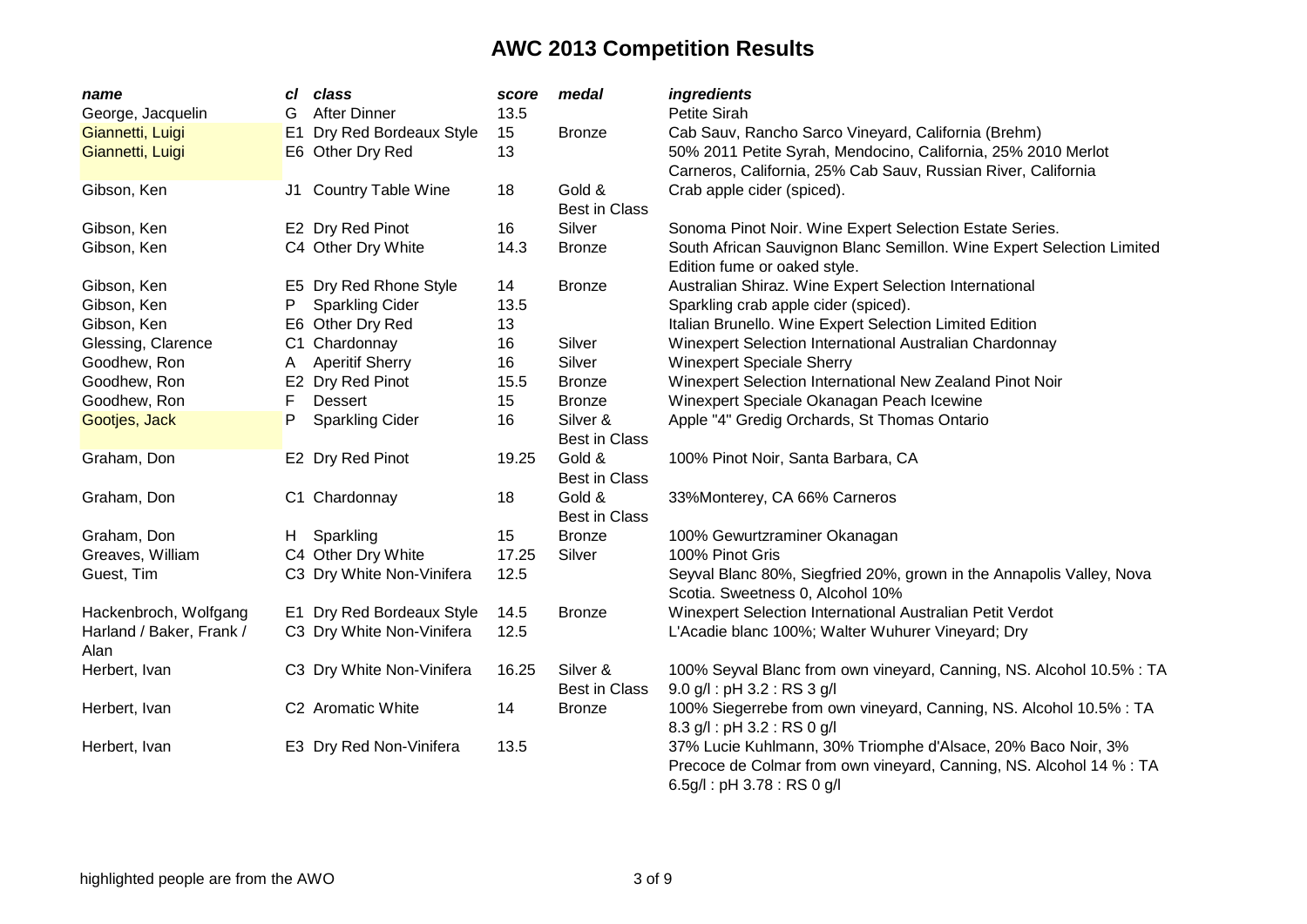# AWC 2013 Competition Results

| name | cl | class | score | medal | ingredients |
|---|---|---|---|---|---|
| George, Jacquelin | G | After Dinner | 13.5 | | Petite Sirah |
| Giannetti, Luigi | E1 | Dry Red Bordeaux Style | 15 | Bronze | Cab Sauv, Rancho Sarco Vineyard, California (Brehm) |
| Giannetti, Luigi | E6 | Other Dry Red | 13 | | 50% 2011 Petite Syrah, Mendocino, California, 25% 2010 Merlot Carneros, California, 25% Cab Sauv, Russian River, California |
| Gibson, Ken | J1 | Country Table Wine | 18 | Gold & Best in Class | Crab apple cider (spiced). |
| Gibson, Ken | E2 | Dry Red Pinot | 16 | Silver | Sonoma Pinot Noir. Wine Expert Selection Estate Series. |
| Gibson, Ken | C4 | Other Dry White | 14.3 | Bronze | South African Sauvignon Blanc Semillon. Wine Expert Selection Limited Edition fume or oaked style. |
| Gibson, Ken | E5 | Dry Red Rhone Style | 14 | Bronze | Australian Shiraz. Wine Expert Selection International |
| Gibson, Ken | P | Sparkling Cider | 13.5 | | Sparkling crab apple cider (spiced). |
| Gibson, Ken | E6 | Other Dry Red | 13 | | Italian Brunello. Wine Expert Selection Limited Edition |
| Glessing, Clarence | C1 | Chardonnay | 16 | Silver | Winexpert Selection International Australian Chardonnay |
| Goodhew, Ron | A | Aperitif Sherry | 16 | Silver | Winexpert Speciale Sherry |
| Goodhew, Ron | E2 | Dry Red Pinot | 15.5 | Bronze | Winexpert Selection International New Zealand Pinot Noir |
| Goodhew, Ron | F | Dessert | 15 | Bronze | Winexpert Speciale Okanagan Peach Icewine |
| Gootjes, Jack | P | Sparkling Cider | 16 | Silver & Best in Class | Apple "4" Gredig Orchards, St Thomas Ontario |
| Graham, Don | E2 | Dry Red Pinot | 19.25 | Gold & Best in Class | 100% Pinot Noir, Santa Barbara, CA |
| Graham, Don | C1 | Chardonnay | 18 | Gold & Best in Class | 33%Monterey, CA 66% Carneros |
| Graham, Don | H | Sparkling | 15 | Bronze | 100% Gewurtzraminer Okanagan |
| Greaves, William | C4 | Other Dry White | 17.25 | Silver | 100% Pinot Gris |
| Guest, Tim | C3 | Dry White Non-Vinifera | 12.5 | | Seyval Blanc 80%, Siegfried 20%, grown in the Annapolis Valley, Nova Scotia. Sweetness 0, Alcohol 10% |
| Hackenbroch, Wolfgang | E1 | Dry Red Bordeaux Style | 14.5 | Bronze | Winexpert Selection International Australian Petit Verdot |
| Harland / Baker, Frank / Alan | C3 | Dry White Non-Vinifera | 12.5 | | L'Acadie blanc 100%; Walter Wuhurer Vineyard; Dry |
| Herbert, Ivan | C3 | Dry White Non-Vinifera | 16.25 | Silver & Best in Class | 100% Seyval Blanc from own vineyard, Canning, NS. Alcohol 10.5% : TA 9.0 g/l : pH 3.2 : RS 3 g/l |
| Herbert, Ivan | C2 | Aromatic White | 14 | Bronze | 100% Siegerrebe from own vineyard, Canning, NS. Alcohol 10.5% : TA 8.3 g/l : pH 3.2 : RS 0 g/l |
| Herbert, Ivan | E3 | Dry Red Non-Vinifera | 13.5 | | 37% Lucie Kuhlmann, 30% Triomphe d'Alsace, 20% Baco Noir, 3% Precoce de Colmar from own vineyard, Canning, NS. Alcohol 14 % : TA 6.5g/l : pH 3.78 : RS 0 g/l |

highlighted people are from the AWO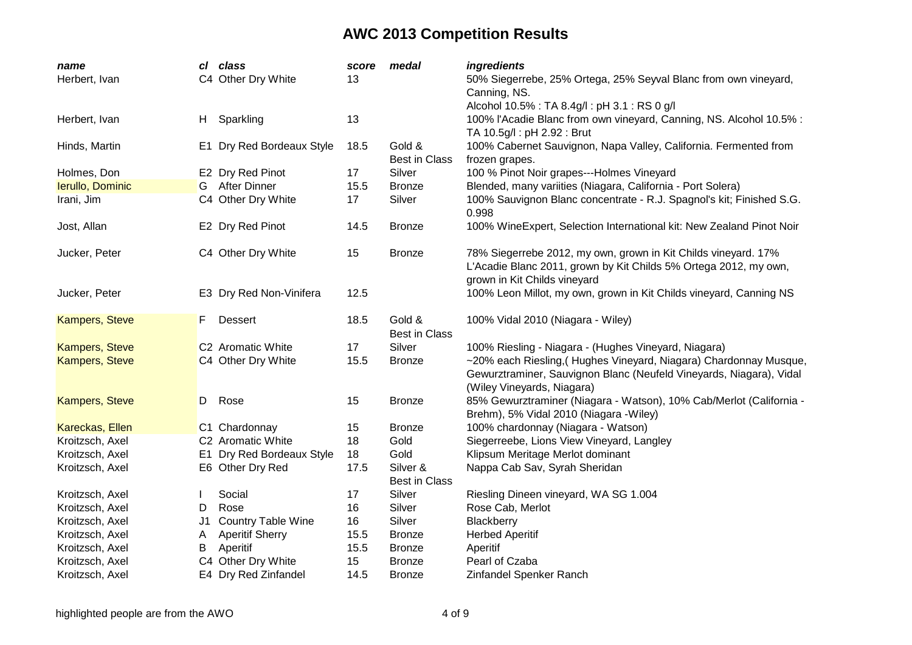# AWC 2013 Competition Results

| *name* | *cl* | *class* | *score* | *medal* | *ingredients* |
|---|---|---|---|---|---|
| Herbert, Ivan | C4 | Other Dry White | 13 | | 50% Siegerrebe, 25% Ortega, 25% Seyval Blanc from own vineyard, Canning, NS. Alcohol 10.5% : TA 8.4g/l : pH 3.1 : RS 0 g/l |
| Herbert, Ivan | H | Sparkling | 13 | | 100% l'Acadie Blanc from own vineyard, Canning, NS. Alcohol 10.5% : TA 10.5g/l : pH 2.92 : Brut |
| Hinds, Martin | E1 | Dry Red Bordeaux Style | 18.5 | Gold & Best in Class | 100% Cabernet Sauvignon, Napa Valley, California. Fermented from frozen grapes. |
| Holmes, Don | E2 | Dry Red Pinot | 17 | Silver | 100 % Pinot Noir grapes---Holmes Vineyard |
| Ierullo, Dominic | G | After Dinner | 15.5 | Bronze | Blended, many variities (Niagara, California - Port Solera) |
| Irani, Jim | C4 | Other Dry White | 17 | Silver | 100% Sauvignon Blanc concentrate - R.J. Spagnol's kit; Finished S.G. 0.998 |
| Jost, Allan | E2 | Dry Red Pinot | 14.5 | Bronze | 100% WineExpert, Selection International kit: New Zealand Pinot Noir |
| Jucker, Peter | C4 | Other Dry White | 15 | Bronze | 78% Siegerrebe 2012, my own, grown in Kit Childs vineyard. 17% L'Acadie Blanc 2011, grown by Kit Childs 5% Ortega 2012, my own, grown in Kit Childs vineyard |
| Jucker, Peter | E3 | Dry Red Non-Vinifera | 12.5 | | 100% Leon Millot, my own, grown in Kit Childs vineyard, Canning NS |
| Kampers, Steve | F | Dessert | 18.5 | Gold & Best in Class | 100% Vidal 2010 (Niagara - Wiley) |
| Kampers, Steve | C2 | Aromatic White | 17 | Silver | 100% Riesling - Niagara - (Hughes Vineyard, Niagara) |
| Kampers, Steve | C4 | Other Dry White | 15.5 | Bronze | ~20% each Riesling,( Hughes Vineyard, Niagara) Chardonnay Musque, Gewurztraminer, Sauvignon Blanc (Neufeld Vineyards, Niagara), Vidal (Wiley Vineyards, Niagara) |
| Kampers, Steve | D | Rose | 15 | Bronze | 85% Gewurztraminer (Niagara - Watson), 10% Cab/Merlot (California - Brehm), 5% Vidal 2010 (Niagara -Wiley) |
| Kareckas, Ellen | C1 | Chardonnay | 15 | Bronze | 100% chardonnay (Niagara - Watson) |
| Kroitzsch, Axel | C2 | Aromatic White | 18 | Gold | Siegerreebe, Lions View Vineyard, Langley |
| Kroitzsch, Axel | E1 | Dry Red Bordeaux Style | 18 | Gold | Klipsum Meritage Merlot dominant |
| Kroitzsch, Axel | E6 | Other Dry Red | 17.5 | Silver & Best in Class | Nappa Cab Sav, Syrah Sheridan |
| Kroitzsch, Axel | I | Social | 17 | Silver | Riesling Dineen vineyard, WA SG 1.004 |
| Kroitzsch, Axel | D | Rose | 16 | Silver | Rose Cab, Merlot |
| Kroitzsch, Axel | J1 | Country Table Wine | 16 | Silver | Blackberry |
| Kroitzsch, Axel | A | Aperitif Sherry | 15.5 | Bronze | Herbed Aperitif |
| Kroitzsch, Axel | B | Aperitif | 15.5 | Bronze | Aperitif |
| Kroitzsch, Axel | C4 | Other Dry White | 15 | Bronze | Pearl of Czaba |
| Kroitzsch, Axel | E4 | Dry Red Zinfandel | 14.5 | Bronze | Zinfandel Spenker Ranch |

highlighted people are from the AWO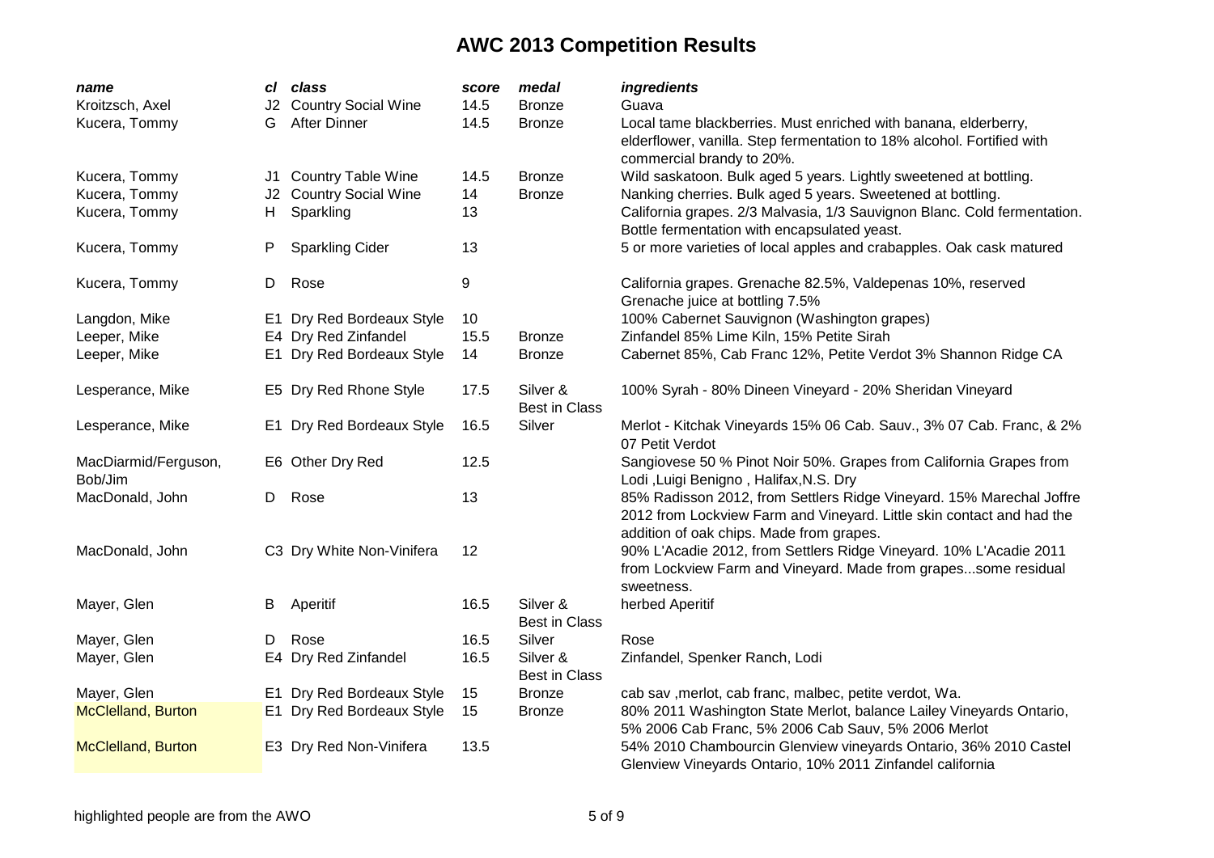# AWC 2013 Competition Results

| name | cl | class | score | medal | ingredients |
|---|---|---|---|---|---|
| Kroitzsch, Axel | J2 | Country Social Wine | 14.5 | Bronze | Guava |
| Kucera, Tommy | G | After Dinner | 14.5 | Bronze | Local tame blackberries. Must enriched with banana, elderberry, elderflower, vanilla. Step fermentation to 18% alcohol. Fortified with commercial brandy to 20%. |
| Kucera, Tommy | J1 | Country Table Wine | 14.5 | Bronze | Wild saskatoon. Bulk aged 5 years. Lightly sweetened at bottling. |
| Kucera, Tommy | J2 | Country Social Wine | 14 | Bronze | Nanking cherries. Bulk aged 5 years. Sweetened at bottling. |
| Kucera, Tommy | H | Sparkling | 13 | | California grapes. 2/3 Malvasia, 1/3 Sauvignon Blanc. Cold fermentation. Bottle fermentation with encapsulated yeast. |
| Kucera, Tommy | P | Sparkling Cider | 13 | | 5 or more varieties of local apples and crabapples. Oak cask matured |
| Kucera, Tommy | D | Rose | 9 | | California grapes. Grenache 82.5%, Valdepenas 10%, reserved Grenache juice at bottling 7.5% |
| Langdon, Mike | E1 | Dry Red Bordeaux Style | 10 | | 100% Cabernet Sauvignon (Washington grapes) |
| Leeper, Mike | E4 | Dry Red Zinfandel | 15.5 | Bronze | Zinfandel 85% Lime Kiln, 15% Petite Sirah |
| Leeper, Mike | E1 | Dry Red Bordeaux Style | 14 | Bronze | Cabernet 85%, Cab Franc 12%, Petite Verdot 3% Shannon Ridge CA |
| Lesperance, Mike | E5 | Dry Red Rhone Style | 17.5 | Silver & Best in Class | 100% Syrah - 80% Dineen Vineyard - 20% Sheridan Vineyard |
| Lesperance, Mike | E1 | Dry Red Bordeaux Style | 16.5 | Silver | Merlot - Kitchak Vineyards 15% 06 Cab. Sauv., 3% 07 Cab. Franc, & 2% 07 Petit Verdot |
| MacDiarmid/Ferguson, Bob/Jim | E6 | Other Dry Red | 12.5 | | Sangiovese 50 % Pinot Noir 50%. Grapes from California Grapes from Lodi ,Luigi Benigno , Halifax,N.S. Dry |
| MacDonald, John | D | Rose | 13 | | 85% Radisson 2012, from Settlers Ridge Vineyard. 15% Marechal Joffre 2012 from Lockview Farm and Vineyard. Little skin contact and had the addition of oak chips. Made from grapes. |
| MacDonald, John | C3 | Dry White Non-Vinifera | 12 | | 90% L'Acadie 2012, from Settlers Ridge Vineyard. 10% L'Acadie 2011 from Lockview Farm and Vineyard. Made from grapes...some residual sweetness. |
| Mayer, Glen | B | Aperitif | 16.5 | Silver & Best in Class | herbed Aperitif |
| Mayer, Glen | D | Rose | 16.5 | Silver | Rose |
| Mayer, Glen | E4 | Dry Red Zinfandel | 16.5 | Silver & Best in Class | Zinfandel, Spenker Ranch, Lodi |
| Mayer, Glen | E1 | Dry Red Bordeaux Style | 15 | Bronze | cab sav ,merlot, cab franc, malbec, petite verdot, Wa. |
| McClelland, Burton | E1 | Dry Red Bordeaux Style | 15 | Bronze | 80% 2011 Washington State Merlot, balance Lailey Vineyards Ontario, 5% 2006 Cab Franc, 5% 2006 Cab Sauv, 5% 2006 Merlot |
| McClelland, Burton | E3 | Dry Red Non-Vinifera | 13.5 | | 54% 2010 Chambourcin Glenview vineyards Ontario, 36% 2010 Castel Glenview Vineyards Ontario, 10% 2011 Zinfandel california |

highlighted people are from the AWO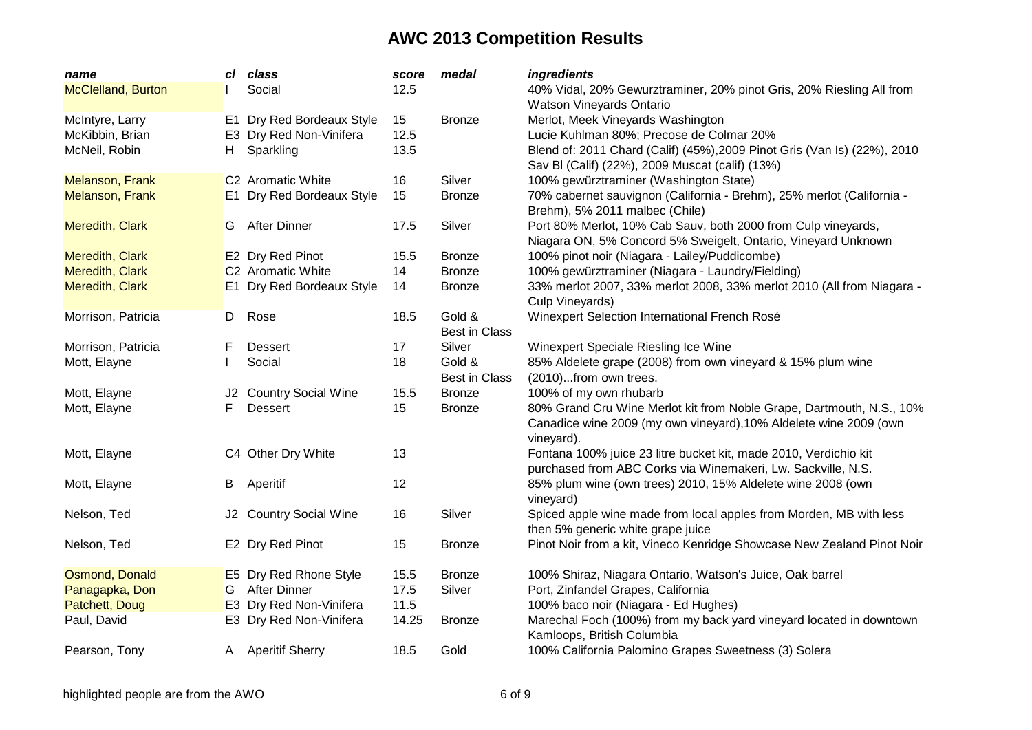# AWC 2013 Competition Results

| *name* | *cl* | *class* | *score* | *medal* | *ingredients* |
|---|---|---|---|---|---|
| McClelland, Burton | I | Social | 12.5 | | 40% Vidal, 20% Gewurztraminer, 20% pinot Gris, 20% Riesling All from Watson Vineyards Ontario |
| McIntyre, Larry | E1 | Dry Red Bordeaux Style | 15 | Bronze | Merlot, Meek Vineyards Washington |
| McKibbin, Brian | E3 | Dry Red Non-Vinifera | 12.5 | | Lucie Kuhlman 80%; Precose de Colmar 20% |
| McNeil, Robin | H | Sparkling | 13.5 | | Blend of: 2011 Chard (Calif) (45%),2009 Pinot Gris (Van Is) (22%), 2010 Sav Bl (Calif) (22%), 2009 Muscat (calif) (13%) |
| Melanson, Frank | C2 | Aromatic White | 16 | Silver | 100% gewürztraminer (Washington State) |
| Melanson, Frank | E1 | Dry Red Bordeaux Style | 15 | Bronze | 70% cabernet sauvignon (California - Brehm), 25% merlot (California - Brehm), 5% 2011 malbec (Chile) |
| Meredith, Clark | G | After Dinner | 17.5 | Silver | Port 80% Merlot, 10% Cab Sauv, both 2000 from Culp vineyards, Niagara ON, 5% Concord 5% Sweigelt, Ontario, Vineyard Unknown |
| Meredith, Clark | E2 | Dry Red Pinot | 15.5 | Bronze | 100% pinot noir (Niagara - Lailey/Puddicombe) |
| Meredith, Clark | C2 | Aromatic White | 14 | Bronze | 100% gewürztraminer (Niagara - Laundry/Fielding) |
| Meredith, Clark | E1 | Dry Red Bordeaux Style | 14 | Bronze | 33% merlot 2007, 33% merlot 2008, 33% merlot 2010 (All from Niagara - Culp Vineyards) |
| Morrison, Patricia | D | Rose | 18.5 | Gold & Best in Class | Winexpert Selection International French Rosé |
| Morrison, Patricia | F | Dessert | 17 | Silver | Winexpert Speciale Riesling Ice Wine |
| Mott, Elayne | I | Social | 18 | Gold & Best in Class | 85% Aldelete grape (2008) from own vineyard & 15% plum wine (2010)...from own trees. |
| Mott, Elayne | J2 | Country Social Wine | 15.5 | Bronze | 100% of my own rhubarb |
| Mott, Elayne | F | Dessert | 15 | Bronze | 80% Grand Cru Wine Merlot kit from Noble Grape, Dartmouth, N.S., 10% Canadice wine 2009 (my own vineyard),10% Aldelete wine 2009 (own vineyard). |
| Mott, Elayne | C4 | Other Dry White | 13 | | Fontana 100% juice 23 litre bucket kit, made 2010, Verdichio kit purchased from ABC Corks via Winemakeri, Lw. Sackville, N.S. |
| Mott, Elayne | B | Aperitif | 12 | | 85% plum wine (own trees) 2010, 15% Aldelete wine 2008 (own vineyard) |
| Nelson, Ted | J2 | Country Social Wine | 16 | Silver | Spiced apple wine made from local apples from Morden, MB with less then 5% generic white grape juice |
| Nelson, Ted | E2 | Dry Red Pinot | 15 | Bronze | Pinot Noir from a kit, Vineco Kenridge Showcase New Zealand Pinot Noir |
| Osmond, Donald | E5 | Dry Red Rhone Style | 15.5 | Bronze | 100% Shiraz, Niagara Ontario, Watson's Juice, Oak barrel |
| Panagapka, Don | G | After Dinner | 17.5 | Silver | Port, Zinfandel Grapes, California |
| Patchett, Doug | E3 | Dry Red Non-Vinifera | 11.5 | | 100% baco noir (Niagara - Ed Hughes) |
| Paul, David | E3 | Dry Red Non-Vinifera | 14.25 | Bronze | Marechal Foch (100%) from my back yard vineyard located in downtown Kamloops, British Columbia |
| Pearson, Tony | A | Aperitif Sherry | 18.5 | Gold | 100% California Palomino Grapes Sweetness (3) Solera |

highlighted people are from the AWO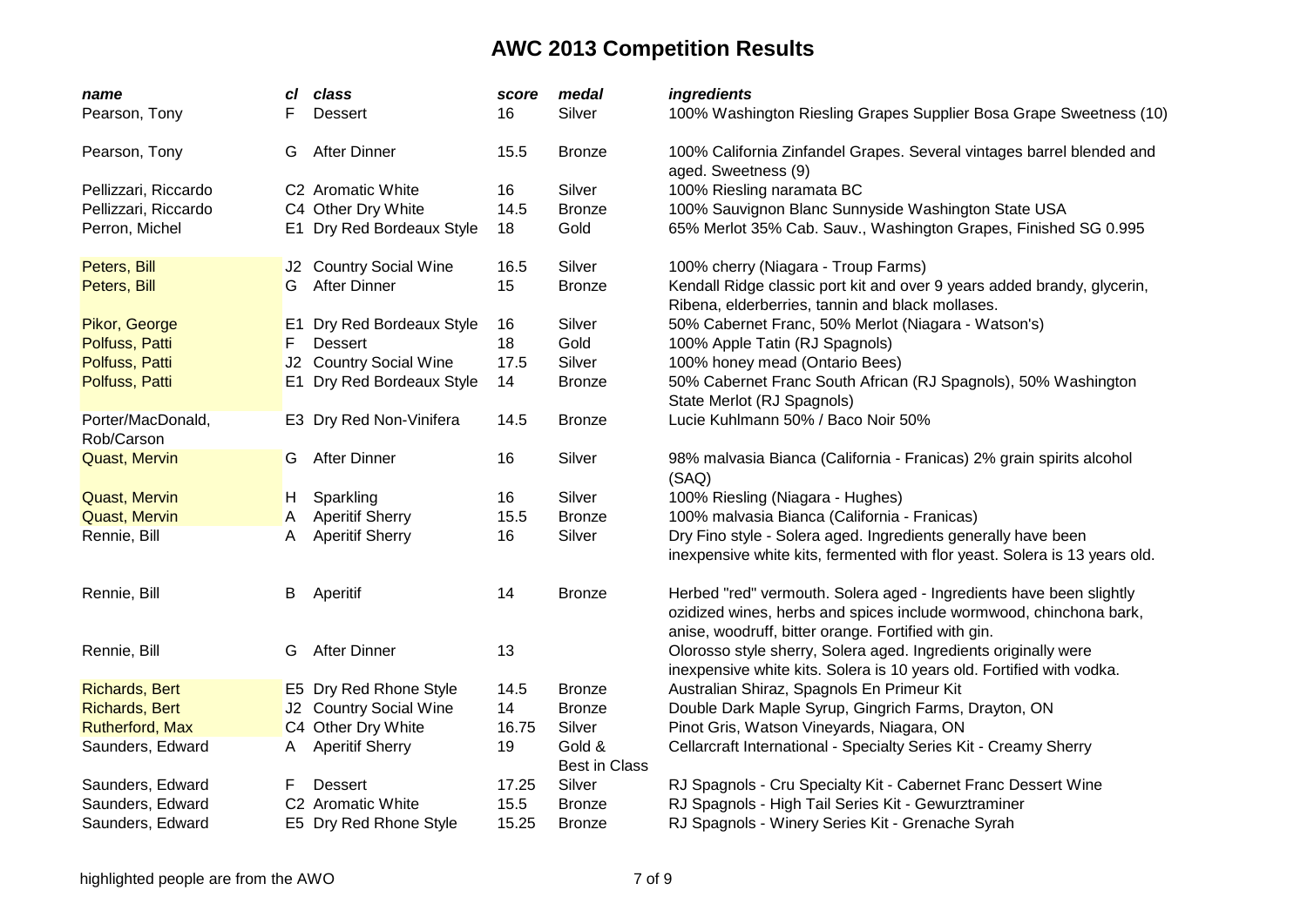# AWC 2013 Competition Results

| name | cl | class | score | medal | ingredients |
|---|---|---|---|---|---|
| Pearson, Tony | F | Dessert | 16 | Silver | 100% Washington Riesling Grapes Supplier Bosa Grape Sweetness (10) |
| Pearson, Tony | G | After Dinner | 15.5 | Bronze | 100% California Zinfandel Grapes. Several vintages barrel blended and aged. Sweetness (9) |
| Pellizzari, Riccardo | C2 | Aromatic White | 16 | Silver | 100% Riesling naramata BC |
| Pellizzari, Riccardo | C4 | Other Dry White | 14.5 | Bronze | 100% Sauvignon Blanc Sunnyside Washington State USA |
| Perron, Michel | E1 | Dry Red Bordeaux Style | 18 | Gold | 65% Merlot 35% Cab. Sauv., Washington Grapes, Finished SG 0.995 |
| Peters, Bill | J2 | Country Social Wine | 16.5 | Silver | 100% cherry (Niagara - Troup Farms) |
| Peters, Bill | G | After Dinner | 15 | Bronze | Kendall Ridge classic port kit and over 9 years added brandy, glycerin, Ribena, elderberries, tannin and black mollases. |
| Pikor, George | E1 | Dry Red Bordeaux Style | 16 | Silver | 50% Cabernet Franc, 50% Merlot (Niagara - Watson's) |
| Polfuss, Patti | F | Dessert | 18 | Gold | 100% Apple Tatin (RJ Spagnols) |
| Polfuss, Patti | J2 | Country Social Wine | 17.5 | Silver | 100% honey mead (Ontario Bees) |
| Polfuss, Patti | E1 | Dry Red Bordeaux Style | 14 | Bronze | 50% Cabernet Franc South African (RJ Spagnols), 50% Washington State Merlot (RJ Spagnols) |
| Porter/MacDonald, Rob/Carson | E3 | Dry Red Non-Vinifera | 14.5 | Bronze | Lucie Kuhlmann 50% / Baco Noir 50% |
| Quast, Mervin | G | After Dinner | 16 | Silver | 98% malvasia Bianca (California - Franicas) 2% grain spirits alcohol (SAQ) |
| Quast, Mervin | H | Sparkling | 16 | Silver | 100% Riesling (Niagara - Hughes) |
| Quast, Mervin | A | Aperitif Sherry | 15.5 | Bronze | 100% malvasia Bianca (California - Franicas) |
| Rennie, Bill | A | Aperitif Sherry | 16 | Silver | Dry Fino style - Solera aged. Ingredients generally have been inexpensive white kits, fermented with flor yeast. Solera is 13 years old. |
| Rennie, Bill | B | Aperitif | 14 | Bronze | Herbed "red" vermouth. Solera aged - Ingredients have been slightly ozidized wines, herbs and spices include wormwood, chinchona bark, anise, woodruff, bitter orange. Fortified with gin. |
| Rennie, Bill | G | After Dinner | 13 | | Olorosso style sherry, Solera aged. Ingredients originally were inexpensive white kits. Solera is 10 years old. Fortified with vodka. |
| Richards, Bert | E5 | Dry Red Rhone Style | 14.5 | Bronze | Australian Shiraz, Spagnols En Primeur Kit |
| Richards, Bert | J2 | Country Social Wine | 14 | Bronze | Double Dark Maple Syrup, Gingrich Farms, Drayton, ON |
| Rutherford, Max | C4 | Other Dry White | 16.75 | Silver | Pinot Gris, Watson Vineyards, Niagara, ON |
| Saunders, Edward | A | Aperitif Sherry | 19 | Gold & Best in Class | Cellarcraft International - Specialty Series Kit - Creamy Sherry |
| Saunders, Edward | F | Dessert | 17.25 | Silver | RJ Spagnols - Cru Specialty Kit - Cabernet Franc Dessert Wine |
| Saunders, Edward | C2 | Aromatic White | 15.5 | Bronze | RJ Spagnols - High Tail Series Kit - Gewurztraminer |
| Saunders, Edward | E5 | Dry Red Rhone Style | 15.25 | Bronze | RJ Spagnols - Winery Series Kit - Grenache Syrah |

highlighted people are from the AWO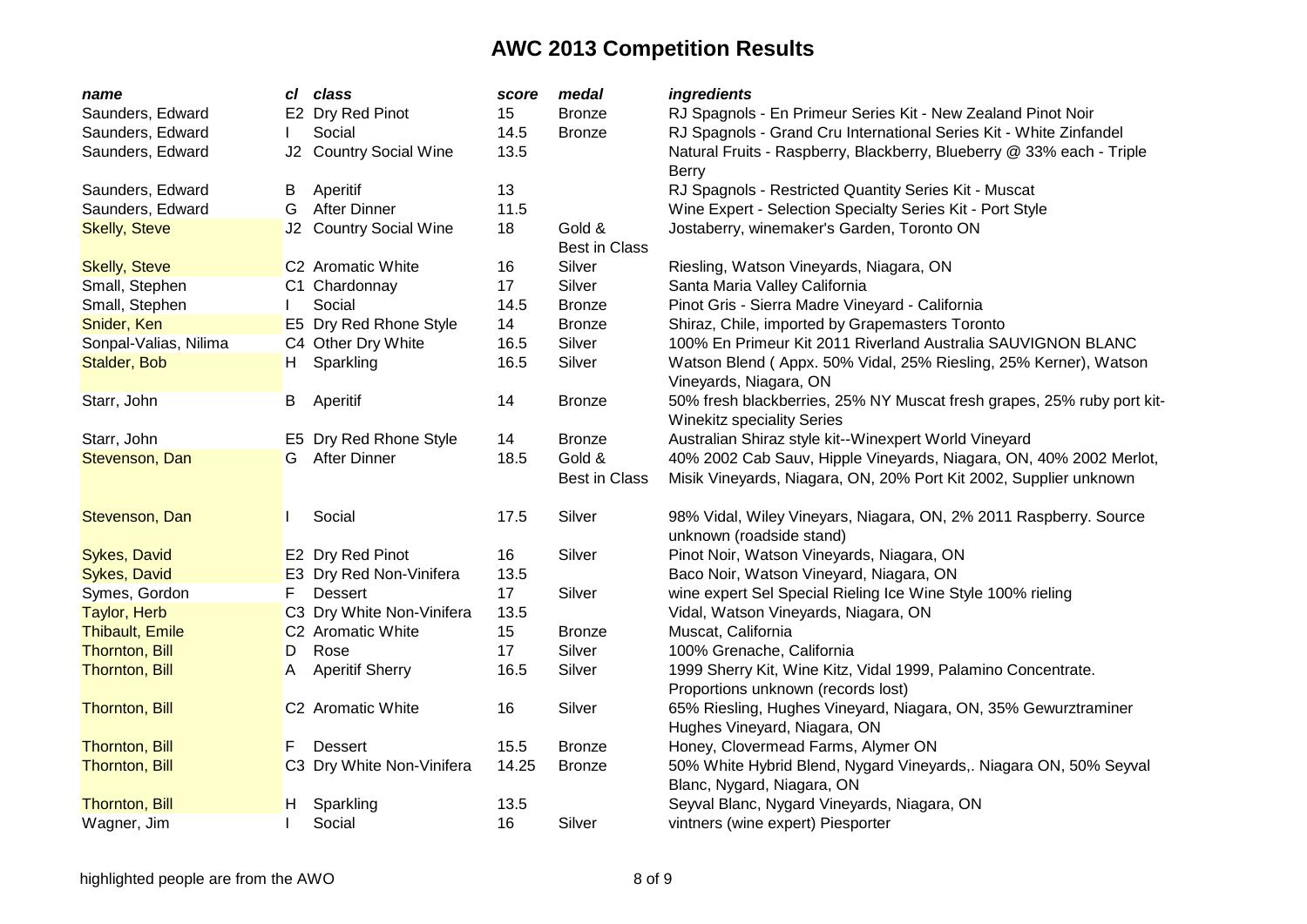# AWC 2013 Competition Results

| *name* | *cl* | *class* | *score* | *medal* | *ingredients* |
|---|---|---|---|---|---|
| Saunders, Edward | E2 | Dry Red Pinot | 15 | Bronze | RJ Spagnols - En Primeur Series Kit - New Zealand Pinot Noir |
| Saunders, Edward | I | Social | 14.5 | Bronze | RJ Spagnols - Grand Cru International Series Kit - White Zinfandel |
| Saunders, Edward | J2 | Country Social Wine | 13.5 | | Natural Fruits - Raspberry, Blackberry, Blueberry @ 33% each - Triple Berry |
| Saunders, Edward | B | Aperitif | 13 | | RJ Spagnols - Restricted Quantity Series Kit - Muscat |
| Saunders, Edward | G | After Dinner | 11.5 | | Wine Expert - Selection Specialty Series Kit - Port Style |
| Skelly, Steve | J2 | Country Social Wine | 18 | Gold & Best in Class | Jostaberry, winemaker's Garden, Toronto ON |
| Skelly, Steve | C2 | Aromatic White | 16 | Silver | Riesling, Watson Vineyards, Niagara, ON |
| Small, Stephen | C1 | Chardonnay | 17 | Silver | Santa Maria Valley California |
| Small, Stephen | I | Social | 14.5 | Bronze | Pinot Gris - Sierra Madre Vineyard - California |
| Snider, Ken | E5 | Dry Red Rhone Style | 14 | Bronze | Shiraz, Chile, imported by Grapemasters Toronto |
| Sonpal-Valias, Nilima | C4 | Other Dry White | 16.5 | Silver | 100% En Primeur Kit 2011 Riverland Australia SAUVIGNON BLANC |
| Stalder, Bob | H | Sparkling | 16.5 | Silver | Watson Blend ( Appx. 50% Vidal, 25% Riesling, 25% Kerner), Watson Vineyards, Niagara, ON |
| Starr, John | B | Aperitif | 14 | Bronze | 50% fresh blackberries, 25% NY Muscat fresh grapes, 25% ruby port kit-Winekitz speciality Series |
| Starr, John | E5 | Dry Red Rhone Style | 14 | Bronze | Australian Shiraz style kit--Winexpert World Vineyard |
| Stevenson, Dan | G | After Dinner | 18.5 | Gold & Best in Class | 40% 2002 Cab Sauv, Hipple Vineyards, Niagara, ON, 40% 2002 Merlot, Misik Vineyards, Niagara, ON, 20% Port Kit 2002, Supplier unknown |
| Stevenson, Dan | I | Social | 17.5 | Silver | 98% Vidal, Wiley Vineyars, Niagara, ON, 2% 2011 Raspberry. Source unknown (roadside stand) |
| Sykes, David | E2 | Dry Red Pinot | 16 | Silver | Pinot Noir, Watson Vineyards, Niagara, ON |
| Sykes, David | E3 | Dry Red Non-Vinifera | 13.5 | | Baco Noir, Watson Vineyard, Niagara, ON |
| Symes, Gordon | F | Dessert | 17 | Silver | wine expert Sel Special Rieling Ice Wine Style 100% rieling |
| Taylor, Herb | C3 | Dry White Non-Vinifera | 13.5 | | Vidal, Watson Vineyards, Niagara, ON |
| Thibault, Emile | C2 | Aromatic White | 15 | Bronze | Muscat, California |
| Thornton, Bill | D | Rose | 17 | Silver | 100% Grenache, California |
| Thornton, Bill | A | Aperitif Sherry | 16.5 | Silver | 1999 Sherry Kit, Wine Kitz, Vidal 1999, Palamino Concentrate. Proportions unknown (records lost) |
| Thornton, Bill | C2 | Aromatic White | 16 | Silver | 65% Riesling, Hughes Vineyard, Niagara, ON, 35% Gewurztraminer Hughes Vineyard, Niagara, ON |
| Thornton, Bill | F | Dessert | 15.5 | Bronze | Honey, Clovermead Farms, Alymer ON |
| Thornton, Bill | C3 | Dry White Non-Vinifera | 14.25 | Bronze | 50% White Hybrid Blend, Nygard Vineyards,. Niagara ON, 50% Seyval Blanc, Nygard, Niagara, ON |
| Thornton, Bill | H | Sparkling | 13.5 | | Seyval Blanc, Nygard Vineyards, Niagara, ON |
| Wagner, Jim | I | Social | 16 | Silver | vintners (wine expert) Piesporter |

highlighted people are from the AWO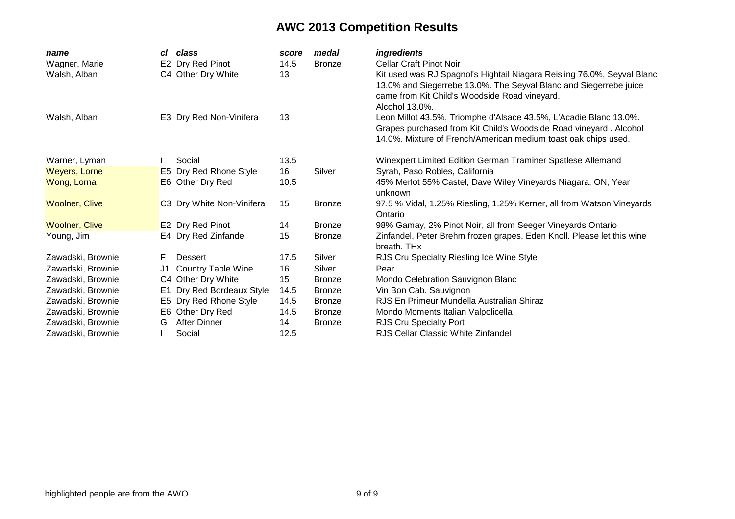# AWC 2013 Competition Results

| *name* | *cl* | *class* | *score* | *medal* | *ingredients* |
|---|---|---|---|---|---|
| Wagner, Marie | E2 | Dry Red Pinot | 14.5 | Bronze | Cellar Craft Pinot Noir |
| Walsh, Alban | C4 | Other Dry White | 13 | | Kit used was RJ Spagnol's Hightail Niagara Reisling 76.0%, Seyval Blanc 13.0% and Siegerrebe 13.0%. The Seyval Blanc and Siegerrebe juice came from Kit Child's Woodside Road vineyard. Alcohol 13.0%. |
| Walsh, Alban | E3 | Dry Red Non-Vinifera | 13 | | Leon Millot 43.5%, Triomphe d'Alsace 43.5%, L'Acadie Blanc 13.0%. Grapes purchased from Kit Child's Woodside Road vineyard . Alcohol 14.0%. Mixture of French/American medium toast oak chips used. |
| Warner, Lyman | I | Social | 13.5 | | Winexpert Limited Edition German Traminer Spatlese Allemand |
| Weyers, Lorne | E5 | Dry Red Rhone Style | 16 | Silver | Syrah, Paso Robles, California |
| Wong, Lorna | E6 | Other Dry Red | 10.5 | | 45% Merlot 55% Castel, Dave Wiley Vineyards Niagara, ON, Year unknown |
| Woolner, Clive | C3 | Dry White Non-Vinifera | 15 | Bronze | 97.5 % Vidal, 1.25% Riesling, 1.25% Kerner, all from Watson Vineyards Ontario |
| Woolner, Clive | E2 | Dry Red Pinot | 14 | Bronze | 98% Gamay, 2% Pinot Noir, all from Seeger Vineyards Ontario |
| Young, Jim | E4 | Dry Red Zinfandel | 15 | Bronze | Zinfandel, Peter Brehm frozen grapes, Eden Knoll. Please let this wine breath. THx |
| Zawadski, Brownie | F | Dessert | 17.5 | Silver | RJS Cru Specialty Riesling Ice Wine Style |
| Zawadski, Brownie | J1 | Country Table Wine | 16 | Silver | Pear |
| Zawadski, Brownie | C4 | Other Dry White | 15 | Bronze | Mondo Celebration Sauvignon Blanc |
| Zawadski, Brownie | E1 | Dry Red Bordeaux Style | 14.5 | Bronze | Vin Bon Cab. Sauvignon |
| Zawadski, Brownie | E5 | Dry Red Rhone Style | 14.5 | Bronze | RJS En Primeur Mundella Australian Shiraz |
| Zawadski, Brownie | E6 | Other Dry Red | 14.5 | Bronze | Mondo Moments Italian Valpolicella |
| Zawadski, Brownie | G | After Dinner | 14 | Bronze | RJS Cru Specialty Port |
| Zawadski, Brownie | I | Social | 12.5 | | RJS Cellar Classic White Zinfandel |

highlighted people are from the AWO